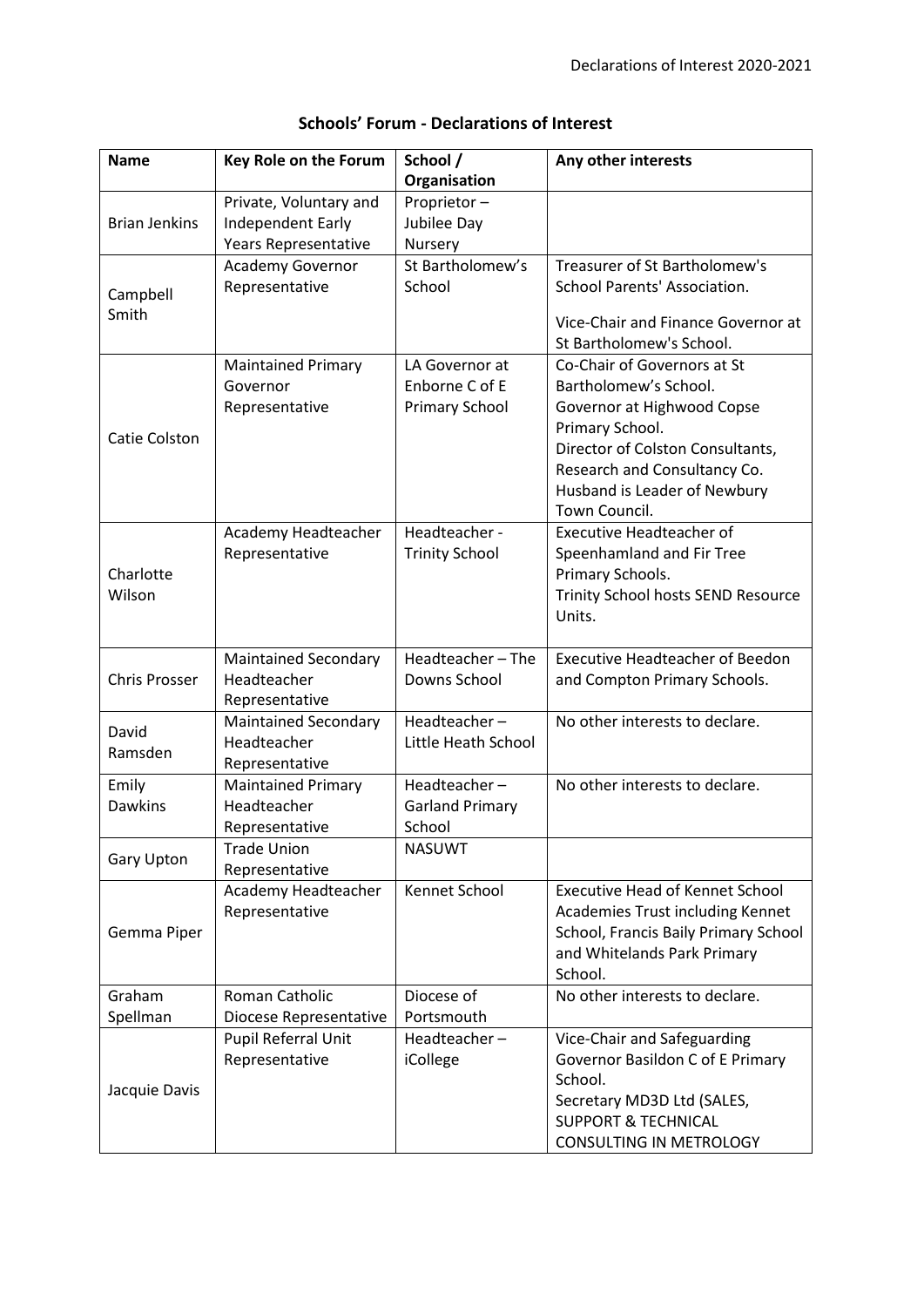## Schools' Forum - Declarations of Interest

| Name | Key Role on the Forum | School / Organisation | Any other interests |
|---|---|---|---|
| Brian Jenkins | Private, Voluntary and Independent Early Years Representative | Proprietor – Jubilee Day Nursery | |
| Campbell Smith | Academy Governor Representative | St Bartholomew's School | Treasurer of St Bartholomew's School Parents' Association.<br><br>Vice-Chair and Finance Governor at St Bartholomew's School. |
| Catie Colston | Maintained Primary Governor Representative | LA Governor at Enborne C of E Primary School | Co-Chair of Governors at St Bartholomew's School.<br>Governor at Highwood Copse Primary School.<br>Director of Colston Consultants, Research and Consultancy Co.<br>Husband is Leader of Newbury Town Council. |
| Charlotte Wilson | Academy Headteacher Representative | Headteacher - Trinity School | Executive Headteacher of Speenhamland and Fir Tree Primary Schools.<br>Trinity School hosts SEND Resource Units. |
| Chris Prosser | Maintained Secondary Headteacher Representative | Headteacher – The Downs School | Executive Headteacher of Beedon and Compton Primary Schools. |
| David Ramsden | Maintained Secondary Headteacher Representative | Headteacher – Little Heath School | No other interests to declare. |
| Emily Dawkins | Maintained Primary Headteacher Representative | Headteacher – Garland Primary School | No other interests to declare. |
| Gary Upton | Trade Union Representative | NASUWT | |
| Gemma Piper | Academy Headteacher Representative | Kennet School | Executive Head of Kennet School Academies Trust including Kennet School, Francis Baily Primary School and Whitelands Park Primary School. |
| Graham Spellman | Roman Catholic Diocese Representative | Diocese of Portsmouth | No other interests to declare. |
| Jacquie Davis | Pupil Referral Unit Representative | Headteacher – iCollege | Vice-Chair and Safeguarding Governor Basildon C of E Primary School.<br>Secretary MD3D Ltd (SALES, SUPPORT & TECHNICAL CONSULTING IN METROLOGY |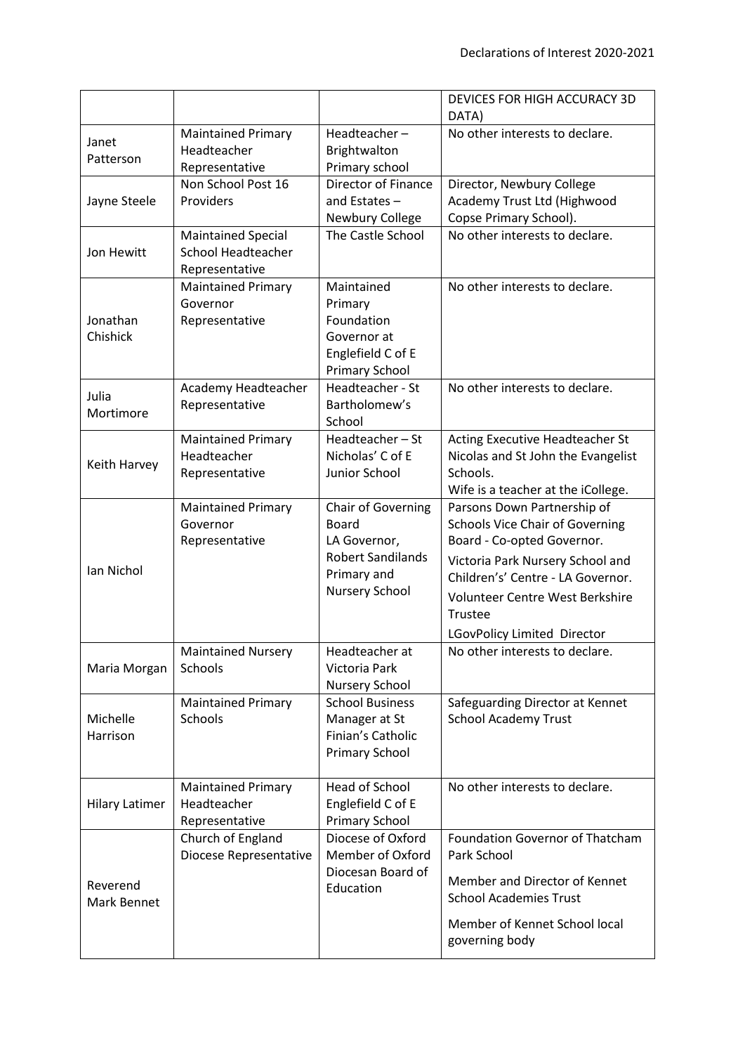| | | | DEVICES FOR HIGH ACCURACY 3D DATA) |
|---|---|---|---|
| Janet Patterson | Maintained Primary Headteacher Representative | Headteacher – Brightwalton Primary school | No other interests to declare. |
| Jayne Steele | Non School Post 16 Providers | Director of Finance and Estates – Newbury College | Director, Newbury College Academy Trust Ltd (Highwood Copse Primary School). |
| Jon Hewitt | Maintained Special School Headteacher Representative | The Castle School | No other interests to declare. |
| Jonathan Chishick | Maintained Primary Governor Representative | Maintained Primary Foundation Governor at Englefield C of E Primary School | No other interests to declare. |
| Julia Mortimore | Academy Headteacher Representative | Headteacher - St Bartholomew's School | No other interests to declare. |
| Keith Harvey | Maintained Primary Headteacher Representative | Headteacher – St Nicholas' C of E Junior School | Acting Executive Headteacher St Nicolas and St John the Evangelist Schools.<br>Wife is a teacher at the iCollege. |
| Ian Nichol | Maintained Primary Governor Representative | Chair of Governing Board<br>LA Governor, Robert Sandilands Primary and Nursery School | Parsons Down Partnership of Schools Vice Chair of Governing Board - Co-opted Governor.<br>Victoria Park Nursery School and Children's' Centre - LA Governor.<br>Volunteer Centre West Berkshire Trustee<br>LGovPolicy Limited Director |
| Maria Morgan | Maintained Nursery Schools | Headteacher at Victoria Park Nursery School | No other interests to declare. |
| Michelle Harrison | Maintained Primary Schools | School Business Manager at St Finian's Catholic Primary School | Safeguarding Director at Kennet School Academy Trust |
| Hilary Latimer | Maintained Primary Headteacher Representative | Head of School Englefield C of E Primary School | No other interests to declare. |
| Reverend Mark Bennet | Church of England Diocese Representative | Diocese of Oxford Member of Oxford Diocesan Board of Education | Foundation Governor of Thatcham Park School<br>Member and Director of Kennet School Academies Trust<br>Member of Kennet School local governing body |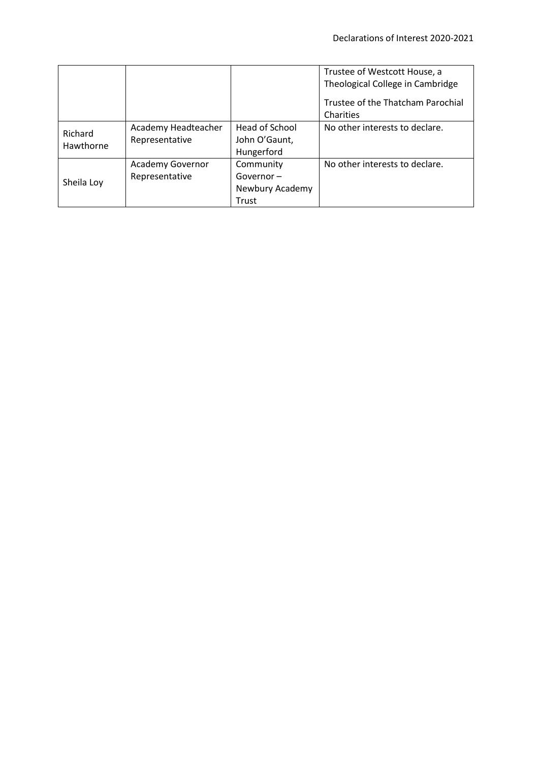| | | | |
|---|---|---|---|
| | | | Trustee of Westcott House, a Theological College in Cambridge<br><br>Trustee of the Thatcham Parochial Charities |
| Richard Hawthorne | Academy Headteacher Representative | Head of School John O'Gaunt, Hungerford | No other interests to declare. |
| Sheila Loy | Academy Governor Representative | Community Governor – Newbury Academy Trust | No other interests to declare. |